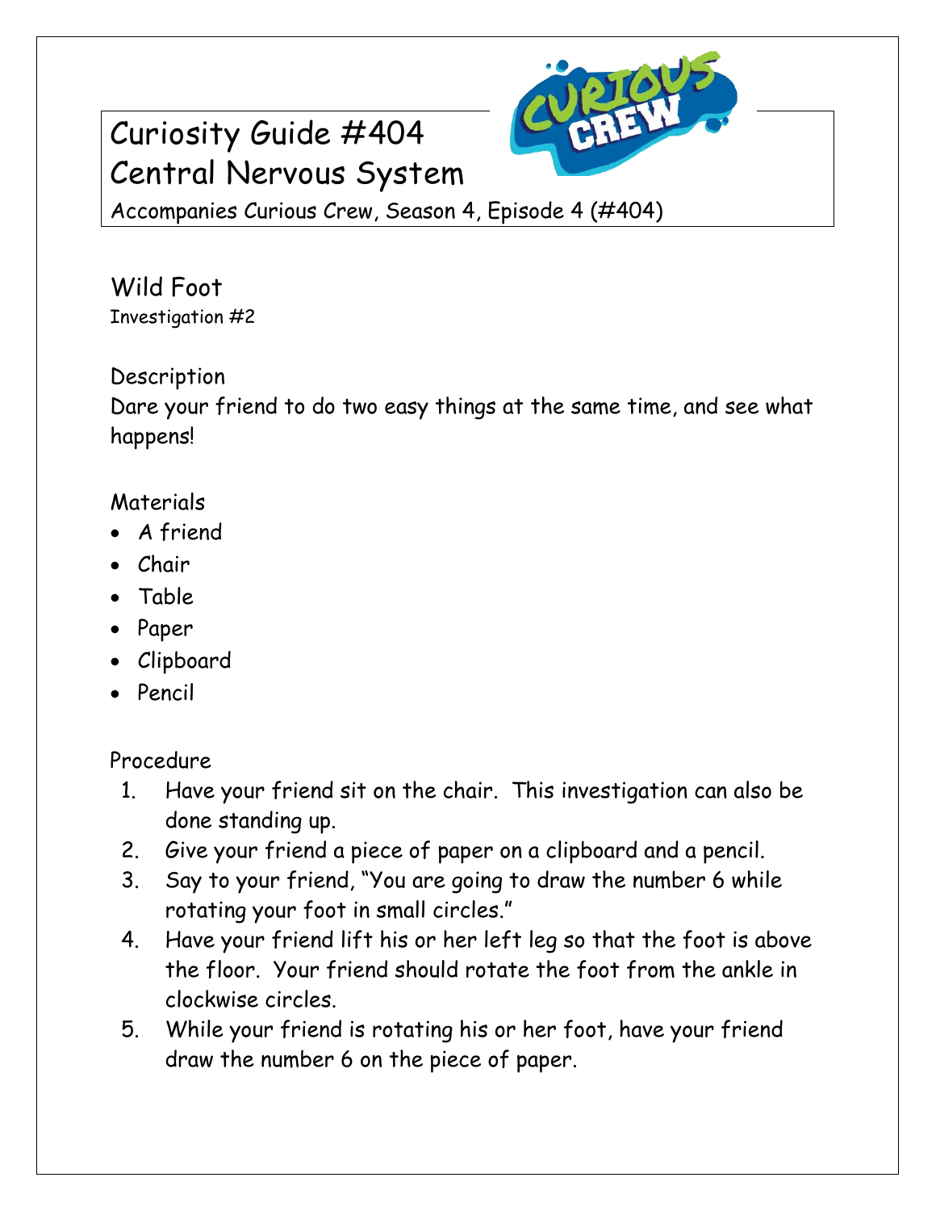# Curiosity Guide #404
# Central Nervous System

Accompanies Curious Crew, Season 4, Episode 4 (#404)

## Wild Foot

Investigation #2

### Description

Dare your friend to do two easy things at the same time, and see what happens!

### Materials

- A friend
- Chair
- Table
- Paper
- Clipboard
- Pencil

### Procedure

1. Have your friend sit on the chair. This investigation can also be done standing up.
2. Give your friend a piece of paper on a clipboard and a pencil.
3. Say to your friend, "You are going to draw the number 6 while rotating your foot in small circles."
4. Have your friend lift his or her left leg so that the foot is above the floor. Your friend should rotate the foot from the ankle in clockwise circles.
5. While your friend is rotating his or her foot, have your friend draw the number 6 on the piece of paper.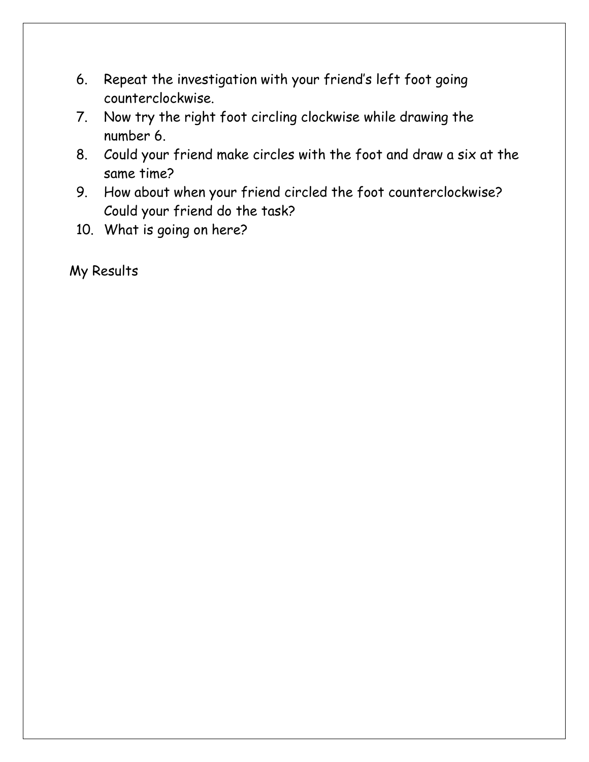6. Repeat the investigation with your friend's left foot going counterclockwise.
7. Now try the right foot circling clockwise while drawing the number 6.
8. Could your friend make circles with the foot and draw a six at the same time?
9. How about when your friend circled the foot counterclockwise? Could your friend do the task?
10. What is going on here?

My Results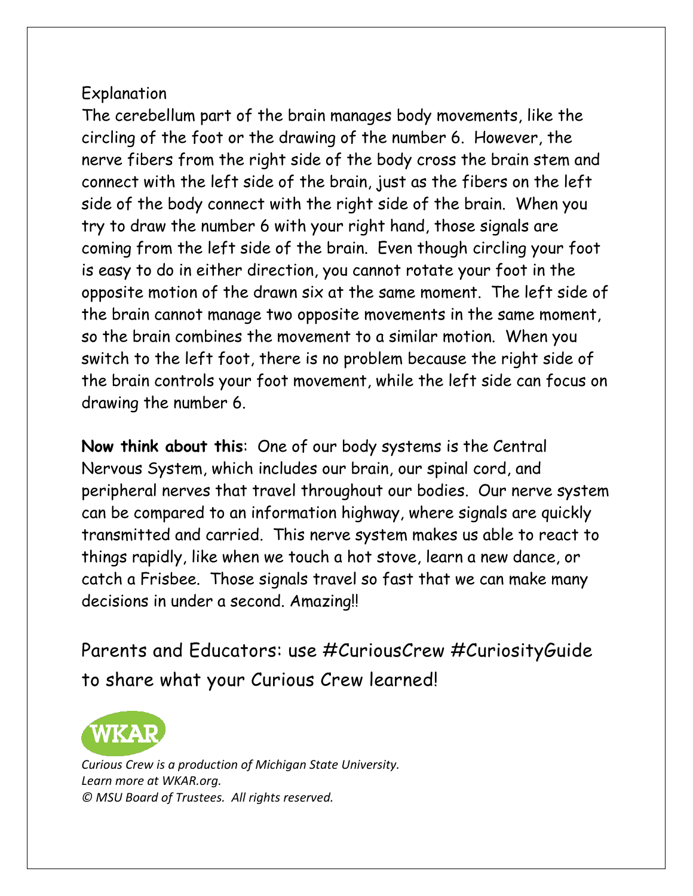Explanation

The cerebellum part of the brain manages body movements, like the circling of the foot or the drawing of the number 6. However, the nerve fibers from the right side of the body cross the brain stem and connect with the left side of the brain, just as the fibers on the left side of the body connect with the right side of the brain. When you try to draw the number 6 with your right hand, those signals are coming from the left side of the brain. Even though circling your foot is easy to do in either direction, you cannot rotate your foot in the opposite motion of the drawn six at the same moment. The left side of the brain cannot manage two opposite movements in the same moment, so the brain combines the movement to a similar motion. When you switch to the left foot, there is no problem because the right side of the brain controls your foot movement, while the left side can focus on drawing the number 6.

**Now think about this**: One of our body systems is the Central Nervous System, which includes our brain, our spinal cord, and peripheral nerves that travel throughout our bodies. Our nerve system can be compared to an information highway, where signals are quickly transmitted and carried. This nerve system makes us able to react to things rapidly, like when we touch a hot stove, learn a new dance, or catch a Frisbee. Those signals travel so fast that we can make many decisions in under a second. Amazing!!

Parents and Educators: use #CuriousCrew #CuriosityGuide to share what your Curious Crew learned!

WKAR

*Curious Crew is a production of Michigan State University.*
*Learn more at WKAR.org.*
*© MSU Board of Trustees. All rights reserved.*